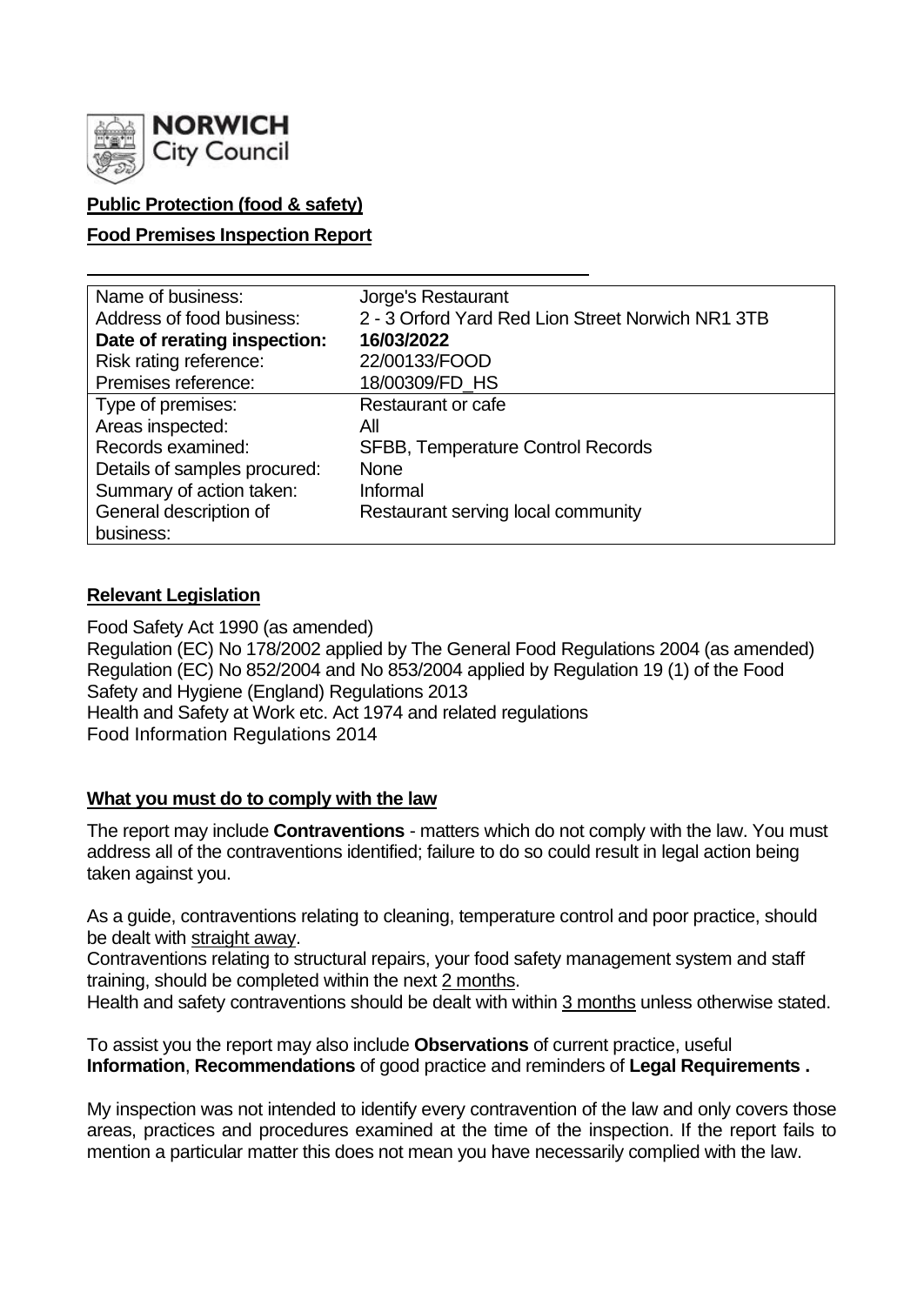**NORWICH City Council**

**Public Protection (food & safety)**

**Food Premises Inspection Report**

| | |
|---|---|
| Name of business: | Jorge's Restaurant |
| Address of food business: | 2 - 3 Orford Yard Red Lion Street Norwich NR1 3TB |
| **Date of rerating inspection:** | **16/03/2022** |
| Risk rating reference: | 22/00133/FOOD |
| Premises reference: | 18/00309/FD_HS |
| Type of premises: | Restaurant or cafe |
| Areas inspected: | All |
| Records examined: | SFBB, Temperature Control Records |
| Details of samples procured: | None |
| Summary of action taken: | Informal |
| General description of business: | Restaurant serving local community |

## Relevant Legislation

Food Safety Act 1990 (as amended)
Regulation (EC) No 178/2002 applied by The General Food Regulations 2004 (as amended)
Regulation (EC) No 852/2004 and No 853/2004 applied by Regulation 19 (1) of the Food Safety and Hygiene (England) Regulations 2013
Health and Safety at Work etc. Act 1974 and related regulations
Food Information Regulations 2014

## What you must do to comply with the law

The report may include **Contraventions** - matters which do not comply with the law. You must address all of the contraventions identified; failure to do so could result in legal action being taken against you.

As a guide, contraventions relating to cleaning, temperature control and poor practice, should be dealt with straight away.
Contraventions relating to structural repairs, your food safety management system and staff training, should be completed within the next 2 months.
Health and safety contraventions should be dealt with within 3 months unless otherwise stated.

To assist you the report may also include **Observations** of current practice, useful **Information**, **Recommendations** of good practice and reminders of **Legal Requirements .**

My inspection was not intended to identify every contravention of the law and only covers those areas, practices and procedures examined at the time of the inspection. If the report fails to mention a particular matter this does not mean you have necessarily complied with the law.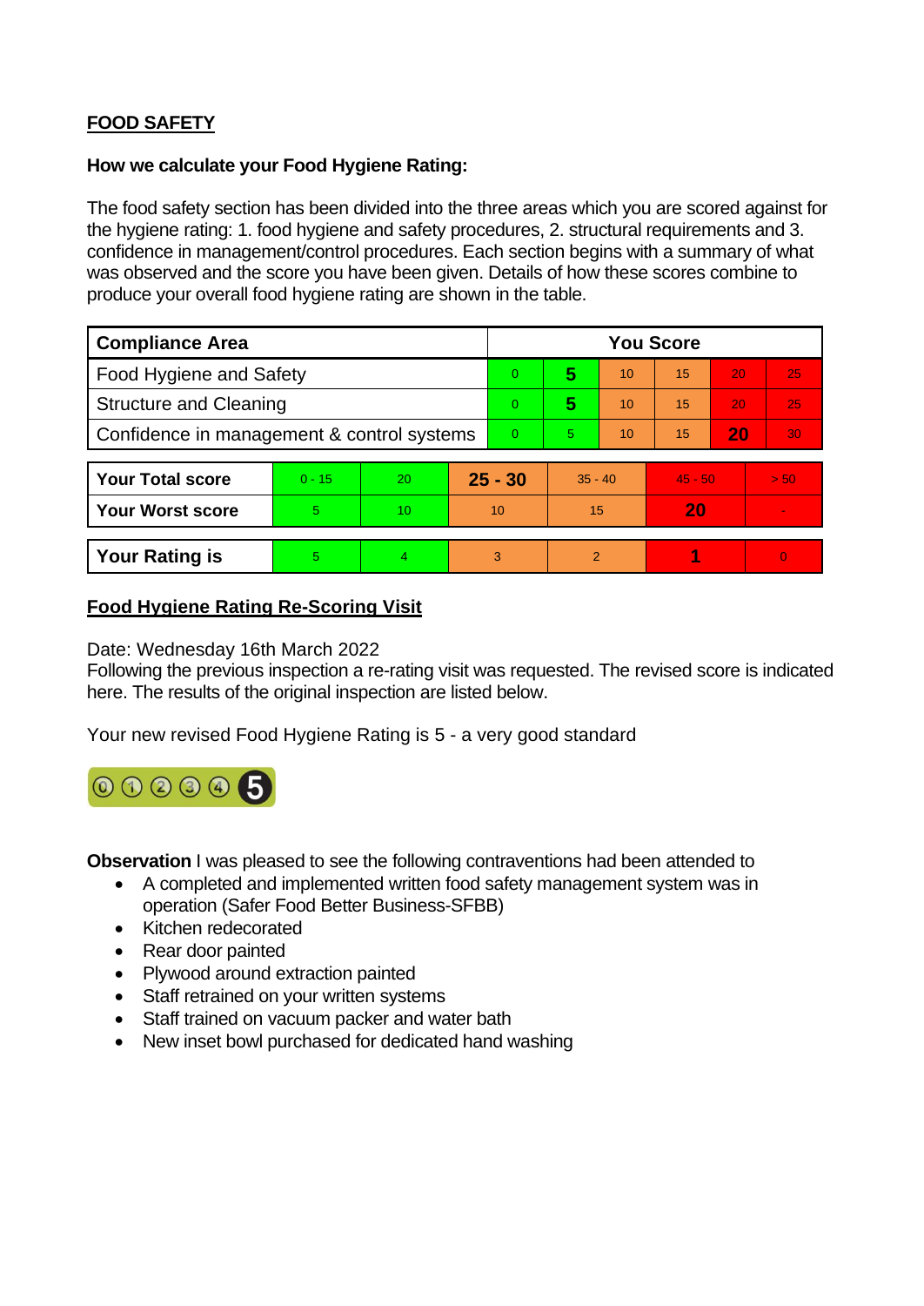## FOOD SAFETY

**How we calculate your Food Hygiene Rating:**

The food safety section has been divided into the three areas which you are scored against for the hygiene rating: 1. food hygiene and safety procedures, 2. structural requirements and 3. confidence in management/control procedures. Each section begins with a summary of what was observed and the score you have been given. Details of how these scores combine to produce your overall food hygiene rating are shown in the table.

| Compliance Area | You Score | | | | | |
|---|---|---|---|---|---|---|
| Food Hygiene and Safety | 0 | **5** | 10 | 15 | 20 | 25 |
| Structure and Cleaning | 0 | **5** | 10 | 15 | 20 | 25 |
| Confidence in management & control systems | 0 | 5 | 10 | 15 | **20** | 30 |

| | | | | | | |
|---|---|---|---|---|---|---|
| **Your Total score** | 0 - 15 | 20 | **25 - 30** | 35 - 40 | 45 - 50 | > 50 |
| **Your Worst score** | 5 | 10 | 10 | 15 | **20** | - |
| **Your Rating is** | 5 | 4 | 3 | 2 | **1** | 0 |

## Food Hygiene Rating Re-Scoring Visit

Date: Wednesday 16th March 2022
Following the previous inspection a re-rating visit was requested. The revised score is indicated here. The results of the original inspection are listed below.

Your new revised Food Hygiene Rating is 5 - a very good standard

0 1 2 3 4 **5**

**Observation** I was pleased to see the following contraventions had been attended to

- A completed and implemented written food safety management system was in operation (Safer Food Better Business-SFBB)
- Kitchen redecorated
- Rear door painted
- Plywood around extraction painted
- Staff retrained on your written systems
- Staff trained on vacuum packer and water bath
- New inset bowl purchased for dedicated hand washing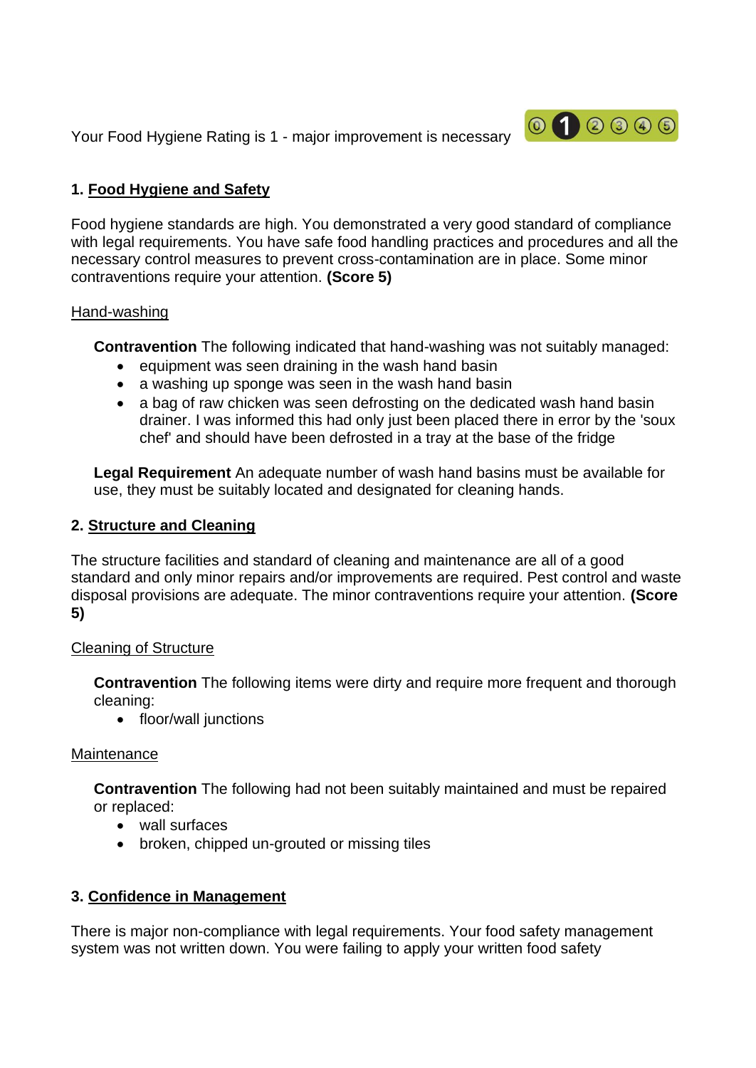Your Food Hygiene Rating is 1 - major improvement is necessary

## 1. Food Hygiene and Safety

Food hygiene standards are high. You demonstrated a very good standard of compliance with legal requirements. You have safe food handling practices and procedures and all the necessary control measures to prevent cross-contamination are in place. Some minor contraventions require your attention. **(Score 5)**

### Hand-washing

> **Contravention** The following indicated that hand-washing was not suitably managed:
>
> - equipment was seen draining in the wash hand basin
> - a washing up sponge was seen in the wash hand basin
> - a bag of raw chicken was seen defrosting on the dedicated wash hand basin drainer. I was informed this had only just been placed there in error by the 'soux chef' and should have been defrosted in a tray at the base of the fridge
>
> **Legal Requirement** An adequate number of wash hand basins must be available for use, they must be suitably located and designated for cleaning hands.

## 2. Structure and Cleaning

The structure facilities and standard of cleaning and maintenance are all of a good standard and only minor repairs and/or improvements are required. Pest control and waste disposal provisions are adequate. The minor contraventions require your attention. **(Score 5)**

### Cleaning of Structure

> **Contravention** The following items were dirty and require more frequent and thorough cleaning:
>
> - floor/wall junctions

### Maintenance

> **Contravention** The following had not been suitably maintained and must be repaired or replaced:
>
> - wall surfaces
> - broken, chipped un-grouted or missing tiles

## 3. Confidence in Management

There is major non-compliance with legal requirements. Your food safety management system was not written down. You were failing to apply your written food safety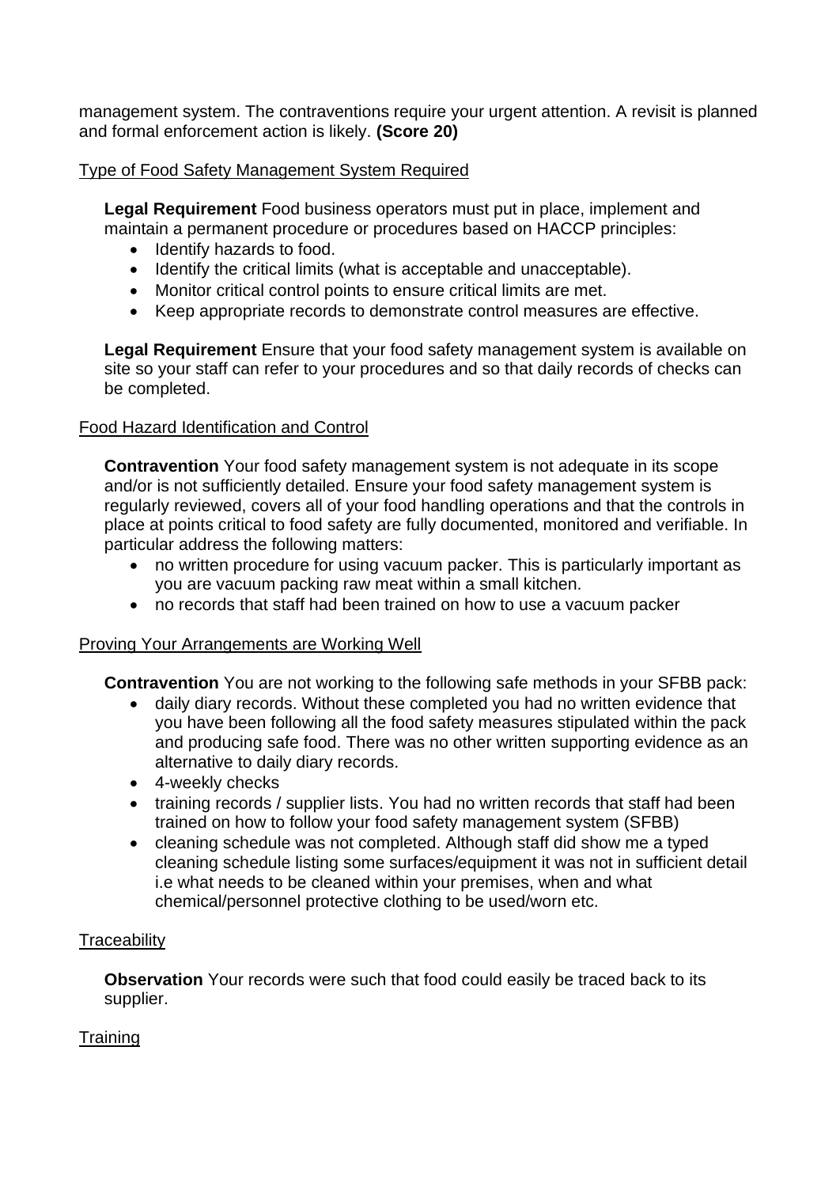management system. The contraventions require your urgent attention. A revisit is planned and formal enforcement action is likely. **(Score 20)**

Type of Food Safety Management System Required

**Legal Requirement** Food business operators must put in place, implement and maintain a permanent procedure or procedures based on HACCP principles:

- Identify hazards to food.
- Identify the critical limits (what is acceptable and unacceptable).
- Monitor critical control points to ensure critical limits are met.
- Keep appropriate records to demonstrate control measures are effective.

**Legal Requirement** Ensure that your food safety management system is available on site so your staff can refer to your procedures and so that daily records of checks can be completed.

Food Hazard Identification and Control

**Contravention** Your food safety management system is not adequate in its scope and/or is not sufficiently detailed. Ensure your food safety management system is regularly reviewed, covers all of your food handling operations and that the controls in place at points critical to food safety are fully documented, monitored and verifiable. In particular address the following matters:

- no written procedure for using vacuum packer. This is particularly important as you are vacuum packing raw meat within a small kitchen.
- no records that staff had been trained on how to use a vacuum packer

Proving Your Arrangements are Working Well

**Contravention** You are not working to the following safe methods in your SFBB pack:

- daily diary records. Without these completed you had no written evidence that you have been following all the food safety measures stipulated within the pack and producing safe food. There was no other written supporting evidence as an alternative to daily diary records.
- 4-weekly checks
- training records / supplier lists. You had no written records that staff had been trained on how to follow your food safety management system (SFBB)
- cleaning schedule was not completed. Although staff did show me a typed cleaning schedule listing some surfaces/equipment it was not in sufficient detail i.e what needs to be cleaned within your premises, when and what chemical/personnel protective clothing to be used/worn etc.

Traceability

**Observation** Your records were such that food could easily be traced back to its supplier.

Training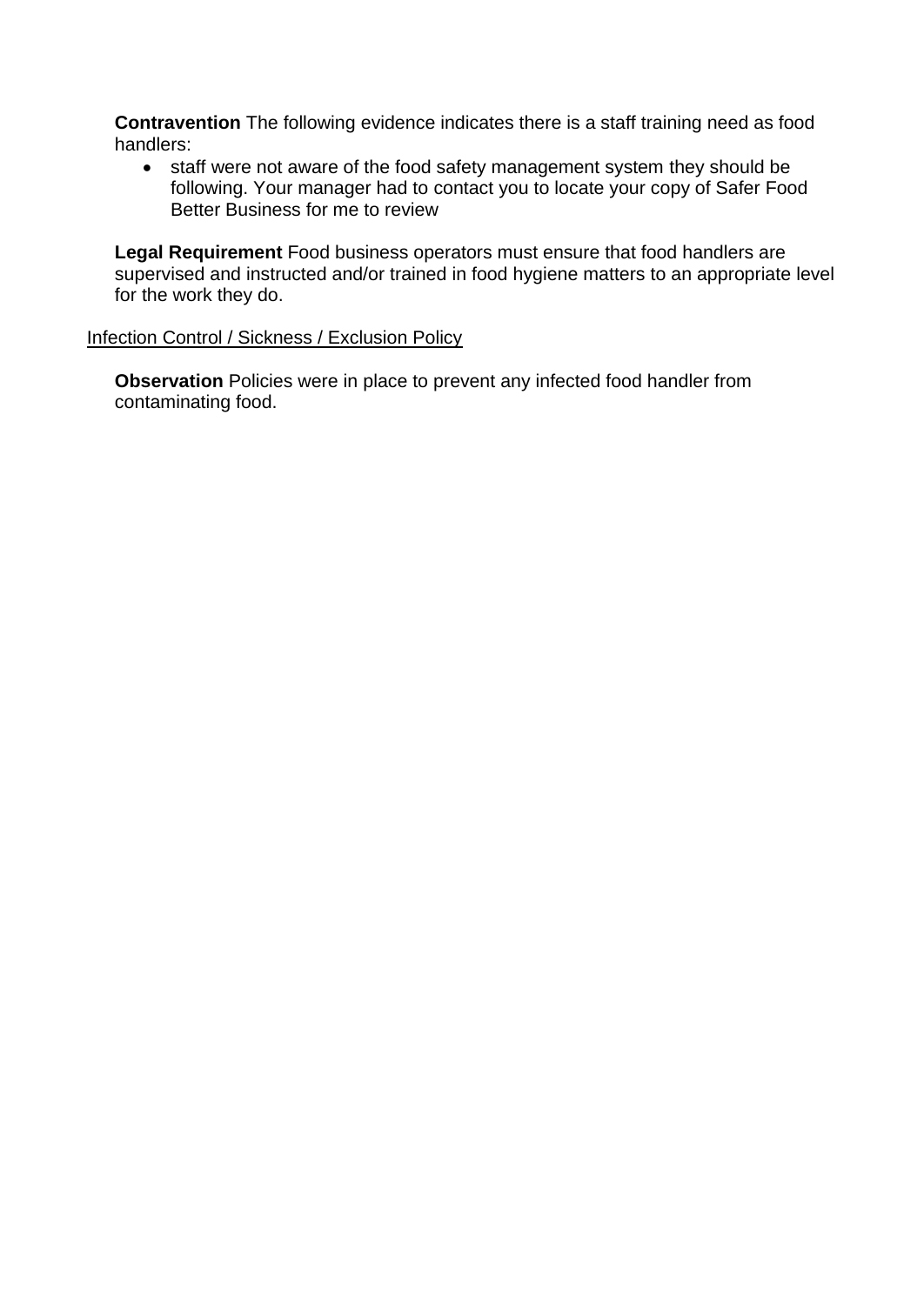**Contravention** The following evidence indicates there is a staff training need as food handlers:

- staff were not aware of the food safety management system they should be following. Your manager had to contact you to locate your copy of Safer Food Better Business for me to review

**Legal Requirement** Food business operators must ensure that food handlers are supervised and instructed and/or trained in food hygiene matters to an appropriate level for the work they do.

<u>Infection Control / Sickness / Exclusion Policy</u>

**Observation** Policies were in place to prevent any infected food handler from contaminating food.